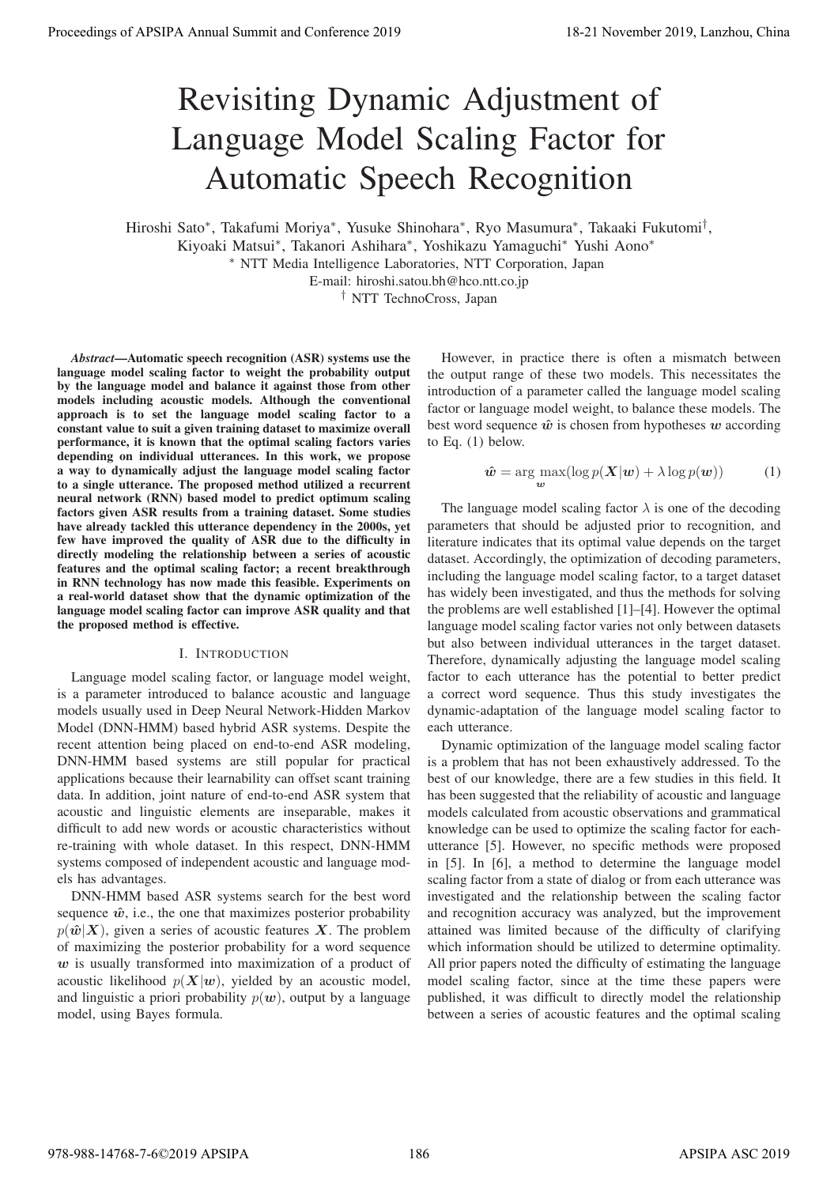# Revisiting Dynamic Adjustment of Language Model Scaling Factor for Automatic Speech Recognition

Hiroshi Sato*, Takafumi Moriya*, Yusuke Shinohara*, Ryo Masumura*, Takaaki Fukutomi†,
Kiyoaki Matsui*, Takanori Ashihara*, Yoshikazu Yamaguchi* Yushi Aono*

\* NTT Media Intelligence Laboratories, NTT Corporation, Japan
E-mail: hiroshi.satou.bh@hco.ntt.co.jp
† NTT TechnoCross, Japan

***Abstract*—Automatic speech recognition (ASR) systems use the language model scaling factor to weight the probability output by the language model and balance it against those from other models including acoustic models. Although the conventional approach is to set the language model scaling factor to a constant value to suit a given training dataset to maximize overall performance, it is known that the optimal scaling factors varies depending on individual utterances. In this work, we propose a way to dynamically adjust the language model scaling factor to a single utterance. The proposed method utilized a recurrent neural network (RNN) based model to predict optimum scaling factors given ASR results from a training dataset. Some studies have already tackled this utterance dependency in the 2000s, yet few have improved the quality of ASR due to the difficulty in directly modeling the relationship between a series of acoustic features and the optimal scaling factor; a recent breakthrough in RNN technology has now made this feasible. Experiments on a real-world dataset show that the dynamic optimization of the language model scaling factor can improve ASR quality and that the proposed method is effective.**

## I. Introduction

Language model scaling factor, or language model weight, is a parameter introduced to balance acoustic and language models usually used in Deep Neural Network-Hidden Markov Model (DNN-HMM) based hybrid ASR systems. Despite the recent attention being placed on end-to-end ASR modeling, DNN-HMM based systems are still popular for practical applications because their learnability can offset scant training data. In addition, joint nature of end-to-end ASR system that acoustic and linguistic elements are inseparable, makes it difficult to add new words or acoustic characteristics without re-training with whole dataset. In this respect, DNN-HMM systems composed of independent acoustic and language models has advantages.

DNN-HMM based ASR systems search for the best word sequence $\hat{\boldsymbol{w}}$, i.e., the one that maximizes posterior probability $p(\hat{\boldsymbol{w}}|\boldsymbol{X})$, given a series of acoustic features $\boldsymbol{X}$. The problem of maximizing the posterior probability for a word sequence $\boldsymbol{w}$ is usually transformed into maximization of a product of acoustic likelihood $p(\boldsymbol{X}|\boldsymbol{w})$, yielded by an acoustic model, and linguistic a priori probability $p(\boldsymbol{w})$, output by a language model, using Bayes formula.

However, in practice there is often a mismatch between the output range of these two models. This necessitates the introduction of a parameter called the language model scaling factor or language model weight, to balance these models. The best word sequence $\hat{\boldsymbol{w}}$ is chosen from hypotheses $\boldsymbol{w}$ according to Eq. (1) below.

$$\hat{\boldsymbol{w}} = \arg\max_{\boldsymbol{w}}(\log p(\boldsymbol{X}|\boldsymbol{w}) + \lambda \log p(\boldsymbol{w})) \tag{1}$$

The language model scaling factor $\lambda$ is one of the decoding parameters that should be adjusted prior to recognition, and literature indicates that its optimal value depends on the target dataset. Accordingly, the optimization of decoding parameters, including the language model scaling factor, to a target dataset has widely been investigated, and thus the methods for solving the problems are well established [1]–[4]. However the optimal language model scaling factor varies not only between datasets but also between individual utterances in the target dataset. Therefore, dynamically adjusting the language model scaling factor to each utterance has the potential to better predict a correct word sequence. Thus this study investigates the dynamic-adaptation of the language model scaling factor to each utterance.

Dynamic optimization of the language model scaling factor is a problem that has not been exhaustively addressed. To the best of our knowledge, there are a few studies in this field. It has been suggested that the reliability of acoustic and language models calculated from acoustic observations and grammatical knowledge can be used to optimize the scaling factor for each-utterance [5]. However, no specific methods were proposed in [5]. In [6], a method to determine the language model scaling factor from a state of dialog or from each utterance was investigated and the relationship between the scaling factor and recognition accuracy was analyzed, but the improvement attained was limited because of the difficulty of clarifying which information should be utilized to determine optimality. All prior papers noted the difficulty of estimating the language model scaling factor, since at the time these papers were published, it was difficult to directly model the relationship between a series of acoustic features and the optimal scaling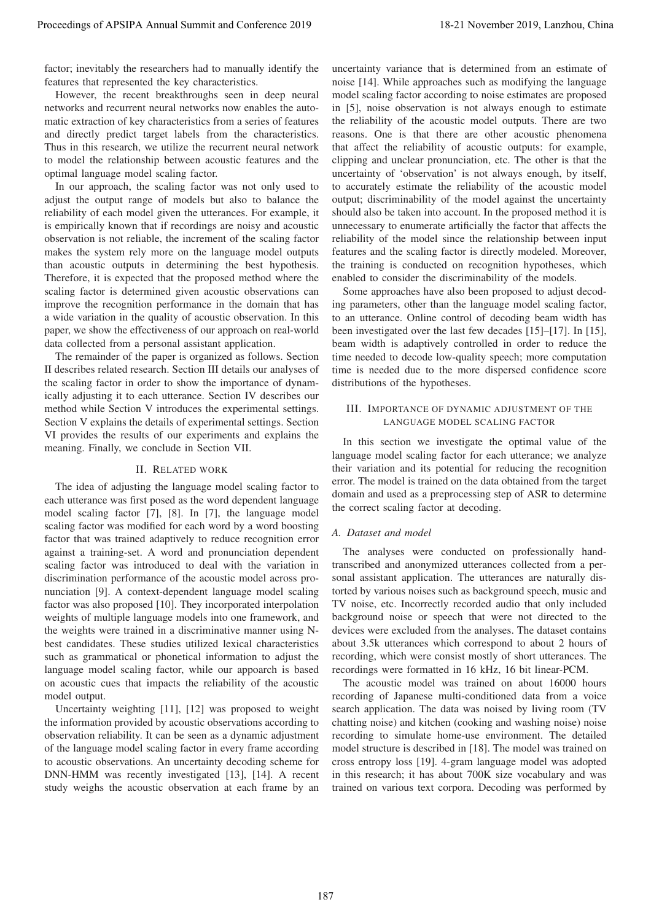factor; inevitably the researchers had to manually identify the features that represented the key characteristics.

However, the recent breakthroughs seen in deep neural networks and recurrent neural networks now enables the automatic extraction of key characteristics from a series of features and directly predict target labels from the characteristics. Thus in this research, we utilize the recurrent neural network to model the relationship between acoustic features and the optimal language model scaling factor.

In our approach, the scaling factor was not only used to adjust the output range of models but also to balance the reliability of each model given the utterances. For example, it is empirically known that if recordings are noisy and acoustic observation is not reliable, the increment of the scaling factor makes the system rely more on the language model outputs than acoustic outputs in determining the best hypothesis. Therefore, it is expected that the proposed method where the scaling factor is determined given acoustic observations can improve the recognition performance in the domain that has a wide variation in the quality of acoustic observation. In this paper, we show the effectiveness of our approach on real-world data collected from a personal assistant application.

The remainder of the paper is organized as follows. Section II describes related research. Section III details our analyses of the scaling factor in order to show the importance of dynamically adjusting it to each utterance. Section IV describes our method while Section V introduces the experimental settings. Section V explains the details of experimental settings. Section VI provides the results of our experiments and explains the meaning. Finally, we conclude in Section VII.

## II. Related work

The idea of adjusting the language model scaling factor to each utterance was first posed as the word dependent language model scaling factor [7], [8]. In [7], the language model scaling factor was modified for each word by a word boosting factor that was trained adaptively to reduce recognition error against a training-set. A word and pronunciation dependent scaling factor was introduced to deal with the variation in discrimination performance of the acoustic model across pronunciation [9]. A context-dependent language model scaling factor was also proposed [10]. They incorporated interpolation weights of multiple language models into one framework, and the weights were trained in a discriminative manner using N-best candidates. These studies utilized lexical characteristics such as grammatical or phonetical information to adjust the language model scaling factor, while our appoarch is based on acoustic cues that impacts the reliability of the acoustic model output.

Uncertainty weighting [11], [12] was proposed to weight the information provided by acoustic observations according to observation reliability. It can be seen as a dynamic adjustment of the language model scaling factor in every frame according to acoustic observations. An uncertainty decoding scheme for DNN-HMM was recently investigated [13], [14]. A recent study weighs the acoustic observation at each frame by an uncertainty variance that is determined from an estimate of noise [14]. While approaches such as modifying the language model scaling factor according to noise estimates are proposed in [5], noise observation is not always enough to estimate the reliability of the acoustic model outputs. There are two reasons. One is that there are other acoustic phenomena that affect the reliability of acoustic outputs: for example, clipping and unclear pronunciation, etc. The other is that the uncertainty of 'observation' is not always enough, by itself, to accurately estimate the reliability of the acoustic model output; discriminability of the model against the uncertainty should also be taken into account. In the proposed method it is unnecessary to enumerate artificially the factor that affects the reliability of the model since the relationship between input features and the scaling factor is directly modeled. Moreover, the training is conducted on recognition hypotheses, which enabled to consider the discriminability of the models.

Some approaches have also been proposed to adjust decoding parameters, other than the language model scaling factor, to an utterance. Online control of decoding beam width has been investigated over the last few decades [15]–[17]. In [15], beam width is adaptively controlled in order to reduce the time needed to decode low-quality speech; more computation time is needed due to the more dispersed confidence score distributions of the hypotheses.

## III. Importance of dynamic adjustment of the language model scaling factor

In this section we investigate the optimal value of the language model scaling factor for each utterance; we analyze their variation and its potential for reducing the recognition error. The model is trained on the data obtained from the target domain and used as a preprocessing step of ASR to determine the correct scaling factor at decoding.

### A. Dataset and model

The analyses were conducted on professionally hand-transcribed and anonymized utterances collected from a personal assistant application. The utterances are naturally distorted by various noises such as background speech, music and TV noise, etc. Incorrectly recorded audio that only included background noise or speech that were not directed to the devices were excluded from the analyses. The dataset contains about 3.5k utterances which correspond to about 2 hours of recording, which were consist mostly of short utterances. The recordings were formatted in 16 kHz, 16 bit linear-PCM.

The acoustic model was trained on about 16000 hours recording of Japanese multi-conditioned data from a voice search application. The data was noised by living room (TV chatting noise) and kitchen (cooking and washing noise) noise recording to simulate home-use environment. The detailed model structure is described in [18]. The model was trained on cross entropy loss [19]. 4-gram language model was adopted in this research; it has about 700K size vocabulary and was trained on various text corpora. Decoding was performed by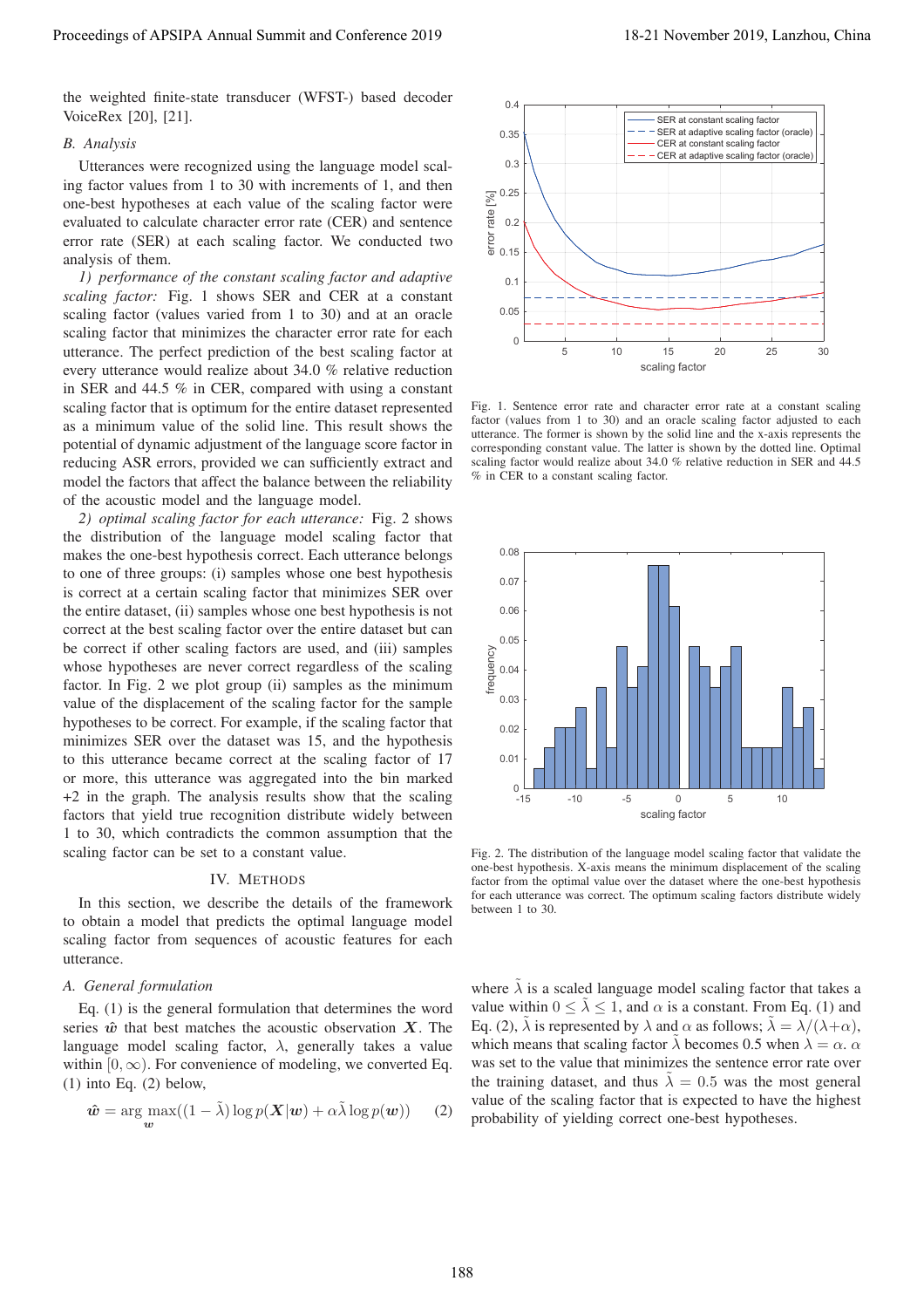the weighted finite-state transducer (WFST-) based decoder VoiceRex [20], [21].

### B. Analysis

Utterances were recognized using the language model scaling factor values from 1 to 30 with increments of 1, and then one-best hypotheses at each value of the scaling factor were evaluated to calculate character error rate (CER) and sentence error rate (SER) at each scaling factor. We conducted two analysis of them.

*1) performance of the constant scaling factor and adaptive scaling factor:* Fig. 1 shows SER and CER at a constant scaling factor (values varied from 1 to 30) and at an oracle scaling factor that minimizes the character error rate for each utterance. The perfect prediction of the best scaling factor at every utterance would realize about 34.0 % relative reduction in SER and 44.5 % in CER, compared with using a constant scaling factor that is optimum for the entire dataset represented as a minimum value of the solid line. This result shows the potential of dynamic adjustment of the language score factor in reducing ASR errors, provided we can sufficiently extract and model the factors that affect the balance between the reliability of the acoustic model and the language model.

*2) optimal scaling factor for each utterance:* Fig. 2 shows the distribution of the language model scaling factor that makes the one-best hypothesis correct. Each utterance belongs to one of three groups: (i) samples whose one best hypothesis is correct at a certain scaling factor that minimizes SER over the entire dataset, (ii) samples whose one best hypothesis is not correct at the best scaling factor over the entire dataset but can be correct if other scaling factors are used, and (iii) samples whose hypotheses are never correct regardless of the scaling factor. In Fig. 2 we plot group (ii) samples as the minimum value of the displacement of the scaling factor for the sample hypotheses to be correct. For example, if the scaling factor that minimizes SER over the dataset was 15, and the hypothesis to this utterance became correct at the scaling factor of 17 or more, this utterance was aggregated into the bin marked +2 in the graph. The analysis results show that the scaling factors that yield true recognition distribute widely between 1 to 30, which contradicts the common assumption that the scaling factor can be set to a constant value.

Fig. 1. Sentence error rate and character error rate at a constant scaling factor (values from 1 to 30) and an oracle scaling factor adjusted to each utterance. The former is shown by the solid line and the x-axis represents the corresponding constant value. The latter is shown by the dotted line. Optimal scaling factor would realize about 34.0 % relative reduction in SER and 44.5 % in CER to a constant scaling factor.

Fig. 2. The distribution of the language model scaling factor that validate the one-best hypothesis. X-axis means the minimum displacement of the scaling factor from the optimal value over the dataset where the one-best hypothesis for each utterance was correct. The optimum scaling factors distribute widely between 1 to 30.

## IV. Methods

In this section, we describe the details of the framework to obtain a model that predicts the optimal language model scaling factor from sequences of acoustic features for each utterance.

### A. General formulation

Eq. (1) is the general formulation that determines the word series $\hat{\boldsymbol{w}}$ that best matches the acoustic observation $\boldsymbol{X}$. The language model scaling factor, $\lambda$, generally takes a value within $[0, \infty)$. For convenience of modeling, we converted Eq. (1) into Eq. (2) below,

$$\hat{\boldsymbol{w}} = \arg\max_{\boldsymbol{w}}((1-\tilde{\lambda})\log p(\boldsymbol{X}|\boldsymbol{w}) + \alpha\tilde{\lambda}\log p(\boldsymbol{w})) \tag{2}$$

where $\tilde{\lambda}$ is a scaled language model scaling factor that takes a value within $0 \leq \tilde{\lambda} \leq 1$, and $\alpha$ is a constant. From Eq. (1) and Eq. (2), $\tilde{\lambda}$ is represented by $\lambda$ and $\alpha$ as follows; $\tilde{\lambda} = \lambda/(\lambda+\alpha)$, which means that scaling factor $\tilde{\lambda}$ becomes 0.5 when $\lambda = \alpha$. $\alpha$ was set to the value that minimizes the sentence error rate over the training dataset, and thus $\tilde{\lambda} = 0.5$ was the most general value of the scaling factor that is expected to have the highest probability of yielding correct one-best hypotheses.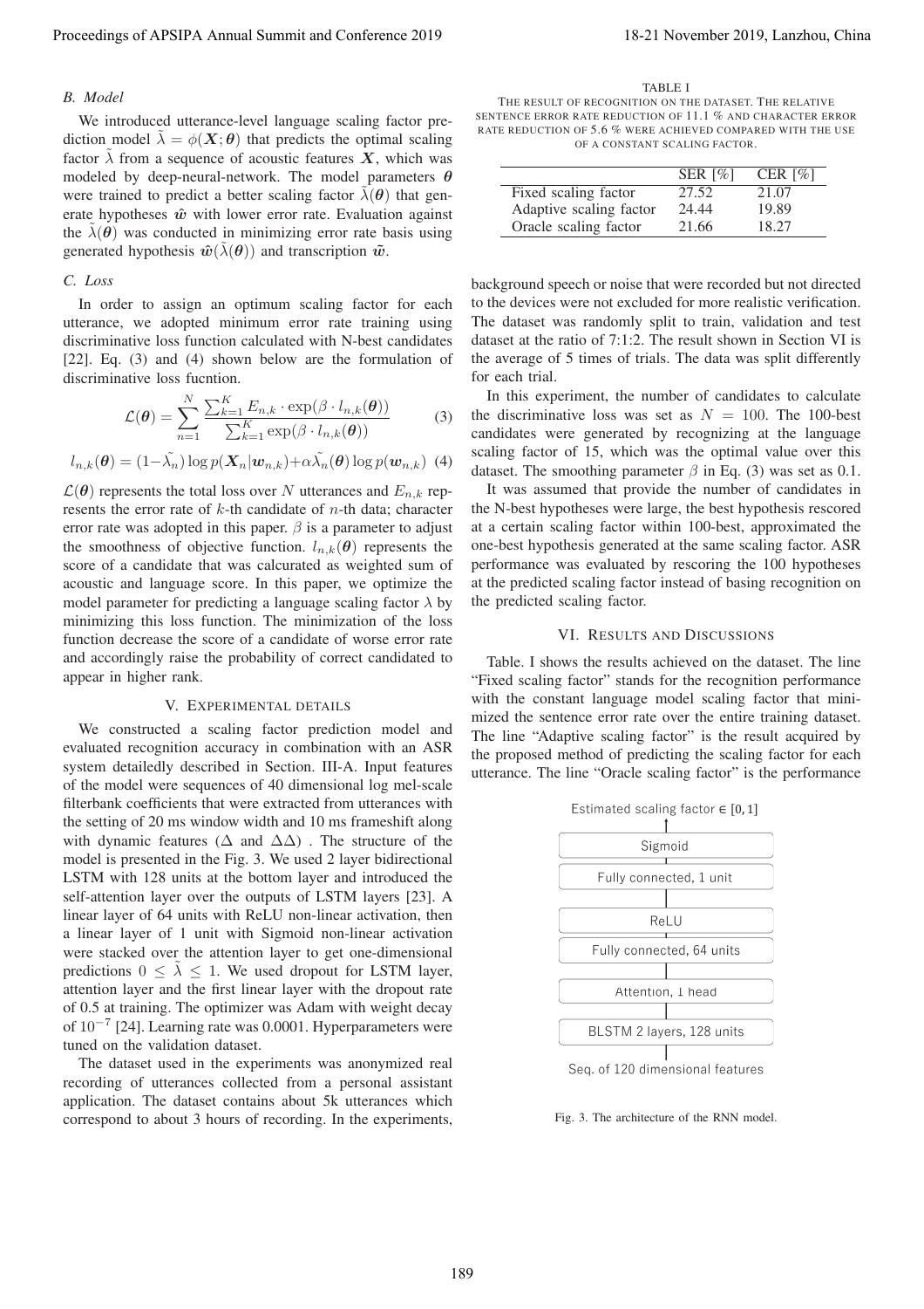### B. Model

We introduced utterance-level language scaling factor prediction model $\tilde{\lambda} = \phi(\boldsymbol{X}; \boldsymbol{\theta})$ that predicts the optimal scaling factor $\tilde{\lambda}$ from a sequence of acoustic features $\boldsymbol{X}$, which was modeled by deep-neural-network. The model parameters $\boldsymbol{\theta}$ were trained to predict a better scaling factor $\tilde{\lambda}(\boldsymbol{\theta})$ that generate hypotheses $\hat{\boldsymbol{w}}$ with lower error rate. Evaluation against the $\tilde{\lambda}(\boldsymbol{\theta})$ was conducted in minimizing error rate basis using generated hypothesis $\hat{\boldsymbol{w}}(\tilde{\lambda}(\boldsymbol{\theta}))$ and transcription $\tilde{\boldsymbol{w}}$.

### C. Loss

In order to assign an optimum scaling factor for each utterance, we adopted minimum error rate training using discriminative loss function calculated with N-best candidates [22]. Eq. (3) and (4) shown below are the formulation of discriminative loss fucntion.

$$\mathcal{L}(\boldsymbol{\theta}) = \sum_{n=1}^{N} \frac{\sum_{k=1}^{K} E_{n,k} \cdot \exp(\beta \cdot l_{n,k}(\boldsymbol{\theta}))}{\sum_{k=1}^{K} \exp(\beta \cdot l_{n,k}(\boldsymbol{\theta}))} \tag{3}$$

$$l_{n,k}(\boldsymbol{\theta}) = (1 - \tilde{\lambda_n}) \log p(\boldsymbol{X}_n | \boldsymbol{w}_{n,k}) + \alpha \tilde{\lambda_n}(\boldsymbol{\theta}) \log p(\boldsymbol{w}_{n,k}) \tag{4}$$

$\mathcal{L}(\boldsymbol{\theta})$ represents the total loss over $N$ utterances and $E_{n,k}$ represents the error rate of $k$-th candidate of $n$-th data; character error rate was adopted in this paper. $\beta$ is a parameter to adjust the smoothness of objective function. $l_{n,k}(\boldsymbol{\theta})$ represents the score of a candidate that was calcurated as weighted sum of acoustic and language score. In this paper, we optimize the model parameter for predicting a language scaling factor $\lambda$ by minimizing this loss function. The minimization of the loss function decrease the score of a candidate of worse error rate and accordingly raise the probability of correct candidated to appear in higher rank.

## V. Experimental details

We constructed a scaling factor prediction model and evaluated recognition accuracy in combination with an ASR system detailedly described in Section. III-A. Input features of the model were sequences of 40 dimensional log mel-scale filterbank coefficients that were extracted from utterances with the setting of 20 ms window width and 10 ms frameshift along with dynamic features ($\Delta$ and $\Delta\Delta$) . The structure of the model is presented in the Fig. 3. We used 2 layer bidirectional LSTM with 128 units at the bottom layer and introduced the self-attention layer over the outputs of LSTM layers [23]. A linear layer of 64 units with ReLU non-linear activation, then a linear layer of 1 unit with Sigmoid non-linear activation were stacked over the attention layer to get one-dimensional predictions $0 \leq \tilde{\lambda} \leq 1$. We used dropout for LSTM layer, attention layer and the first linear layer with the dropout rate of 0.5 at training. The optimizer was Adam with weight decay of $10^{-7}$ [24]. Learning rate was 0.0001. Hyperparameters were tuned on the validation dataset.

The dataset used in the experiments was anonymized real recording of utterances collected from a personal assistant application. The dataset contains about 5k utterances which correspond to about 3 hours of recording. In the experiments, background speech or noise that were recorded but not directed to the devices were not excluded for more realistic verification. The dataset was randomly split to train, validation and test dataset at the ratio of 7:1:2. The result shown in Section VI is the average of 5 times of trials. The data was split differently for each trial.

In this experiment, the number of candidates to calculate the discriminative loss was set as $N = 100$. The 100-best candidates were generated by recognizing at the language scaling factor of 15, which was the optimal value over this dataset. The smoothing parameter $\beta$ in Eq. (3) was set as 0.1.

It was assumed that provide the number of candidates in the N-best hypotheses were large, the best hypothesis rescored at a certain scaling factor within 100-best, approximated the one-best hypothesis generated at the same scaling factor. ASR performance was evaluated by rescoring the 100 hypotheses at the predicted scaling factor instead of basing recognition on the predicted scaling factor.

## VI. Results and Discussions

Table. I shows the results achieved on the dataset. The line "Fixed scaling factor" stands for the recognition performance with the constant language model scaling factor that minimized the sentence error rate over the entire training dataset. The line "Adaptive scaling factor" is the result acquired by the proposed method of predicting the scaling factor for each utterance. The line "Oracle scaling factor" is the performance

TABLE I
The result of recognition on the dataset. The relative sentence error rate reduction of 11.1 % and character error rate reduction of 5.6 % were achieved compared with the use of a constant scaling factor.

| | SER [%] | CER [%] |
|---|---|---|
| Fixed scaling factor | 27.52 | 21.07 |
| Adaptive scaling factor | 24.44 | 19.89 |
| Oracle scaling factor | 21.66 | 18.27 |

Estimated scaling factor ∈ [0, 1]

| Sigmoid |
|---|
| Fully connected, 1 unit |
| ReLU |
| Fully connected, 64 units |
| Attention, 1 head |
| BLSTM 2 layers, 128 units |

Seq. of 120 dimensional features

Fig. 3. The architecture of the RNN model.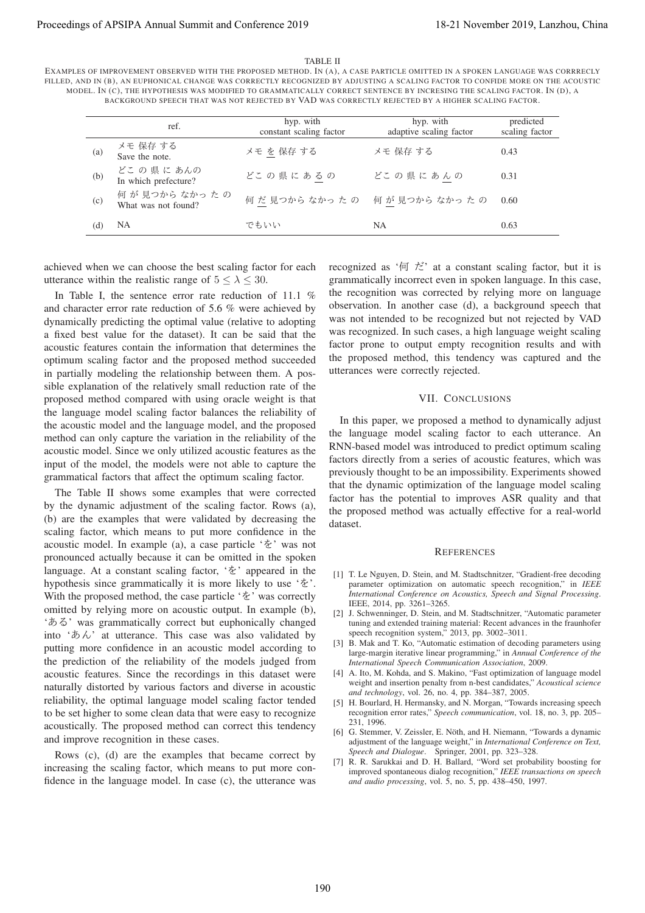TABLE II

EXAMPLES OF IMPROVEMENT OBSERVED WITH THE PROPOSED METHOD. IN (A), A CASE PARTICLE OMITTED IN A SPOKEN LANGUAGE WAS CORRRECLY FILLED, AND IN (B), AN EUPHONICAL CHANGE WAS CORRECTLY RECOGNIZED BY ADJUSTING A SCALING FACTOR TO CONFIDE MORE ON THE ACOUSTIC MODEL. IN (C), THE HYPOTHESIS WAS MODIFIED TO GRAMMATICALLY CORRECT SENTENCE BY INCRESING THE SCALING FACTOR. IN (D), A BACKGROUND SPEECH THAT WAS NOT REJECTED BY VAD WAS CORRECTLY REJECTED BY A HIGHER SCALING FACTOR.

| | ref. | hyp. with constant scaling factor | hyp. with adaptive scaling factor | predicted scaling factor |
|---|---|---|---|---|
| (a) | メモ 保存 する<br>Save the note. | メモ を 保存 する | メモ 保存 する | 0.43 |
| (b) | どこ の 県 に あんの<br>In which prefecture? | どこ の 県 に あ る の | どこ の 県 に あ ん の | 0.31 |
| (c) | 何 が 見つから なかっ た の<br>What was not found? | 何 だ 見つから なかっ た の | 何 が 見つから なかっ た の | 0.60 |
| (d) | NA | でもいい | NA | 0.63 |

achieved when we can choose the best scaling factor for each utterance within the realistic range of $5 \leq \lambda \leq 30$.

In Table I, the sentence error rate reduction of 11.1 % and character error rate reduction of 5.6 % were achieved by dynamically predicting the optimal value (relative to adopting a fixed best value for the dataset). It can be said that the acoustic features contain the information that determines the optimum scaling factor and the proposed method succeeded in partially modeling the relationship between them. A possible explanation of the relatively small reduction rate of the proposed method compared with using oracle weight is that the language model scaling factor balances the reliability of the acoustic model and the language model, and the proposed method can only capture the variation in the reliability of the acoustic model. Since we only utilized acoustic features as the input of the model, the models were not able to capture the grammatical factors that affect the optimum scaling factor.

The Table II shows some examples that were corrected by the dynamic adjustment of the scaling factor. Rows (a), (b) are the examples that were validated by decreasing the scaling factor, which means to put more confidence in the acoustic model. In example (a), a case particle 'を' was not pronounced actually because it can be omitted in the spoken language. At a constant scaling factor, 'を' appeared in the hypothesis since grammatically it is more likely to use 'を'. With the proposed method, the case particle 'を' was correctly omitted by relying more on acoustic output. In example (b), 'ある' was grammatically correct but euphonically changed into 'あん' at utterance. This case was also validated by putting more confidence in an acoustic model according to the prediction of the reliability of the models judged from acoustic features. Since the recordings in this dataset were naturally distorted by various factors and diverse in acoustic reliability, the optimal language model scaling factor tended to be set higher to some clean data that were easy to recognize acoustically. The proposed method can correct this tendency and improve recognition in these cases.

Rows (c), (d) are the examples that became correct by increasing the scaling factor, which means to put more confidence in the language model. In case (c), the utterance was recognized as '何 だ' at a constant scaling factor, but it is grammatically incorrect even in spoken language. In this case, the recognition was corrected by relying more on language observation. In another case (d), a background speech that was not intended to be recognized but not rejected by VAD was recognized. In such cases, a high language weight scaling factor prone to output empty recognition results and with the proposed method, this tendency was captured and the utterances were correctly rejected.

## VII. CONCLUSIONS

In this paper, we proposed a method to dynamically adjust the language model scaling factor to each utterance. An RNN-based model was introduced to predict optimum scaling factors directly from a series of acoustic features, which was previously thought to be an impossibility. Experiments showed that the dynamic optimization of the language model scaling factor has the potential to improves ASR quality and that the proposed method was actually effective for a real-world dataset.

## REFERENCES

[1] T. Le Nguyen, D. Stein, and M. Stadtschnitzer, "Gradient-free decoding parameter optimization on automatic speech recognition," in *IEEE International Conference on Acoustics, Speech and Signal Processing*. IEEE, 2014, pp. 3261–3265.

[2] J. Schwenninger, D. Stein, and M. Stadtschnitzer, "Automatic parameter tuning and extended training material: Recent advances in the fraunhofer speech recognition system," 2013, pp. 3002–3011.

[3] B. Mak and T. Ko, "Automatic estimation of decoding parameters using large-margin iterative linear programming," in *Annual Conference of the International Speech Communication Association*, 2009.

[4] A. Ito, M. Kohda, and S. Makino, "Fast optimization of language model weight and insertion penalty from n-best candidates," *Acoustical science and technology*, vol. 26, no. 4, pp. 384–387, 2005.

[5] H. Bourlard, H. Hermansky, and N. Morgan, "Towards increasing speech recognition error rates," *Speech communication*, vol. 18, no. 3, pp. 205–231, 1996.

[6] G. Stemmer, V. Zeissler, E. Nöth, and H. Niemann, "Towards a dynamic adjustment of the language weight," in *International Conference on Text, Speech and Dialogue*. Springer, 2001, pp. 323–328.

[7] R. R. Sarukkai and D. H. Ballard, "Word set probability boosting for improved spontaneous dialog recognition," *IEEE transactions on speech and audio processing*, vol. 5, no. 5, pp. 438–450, 1997.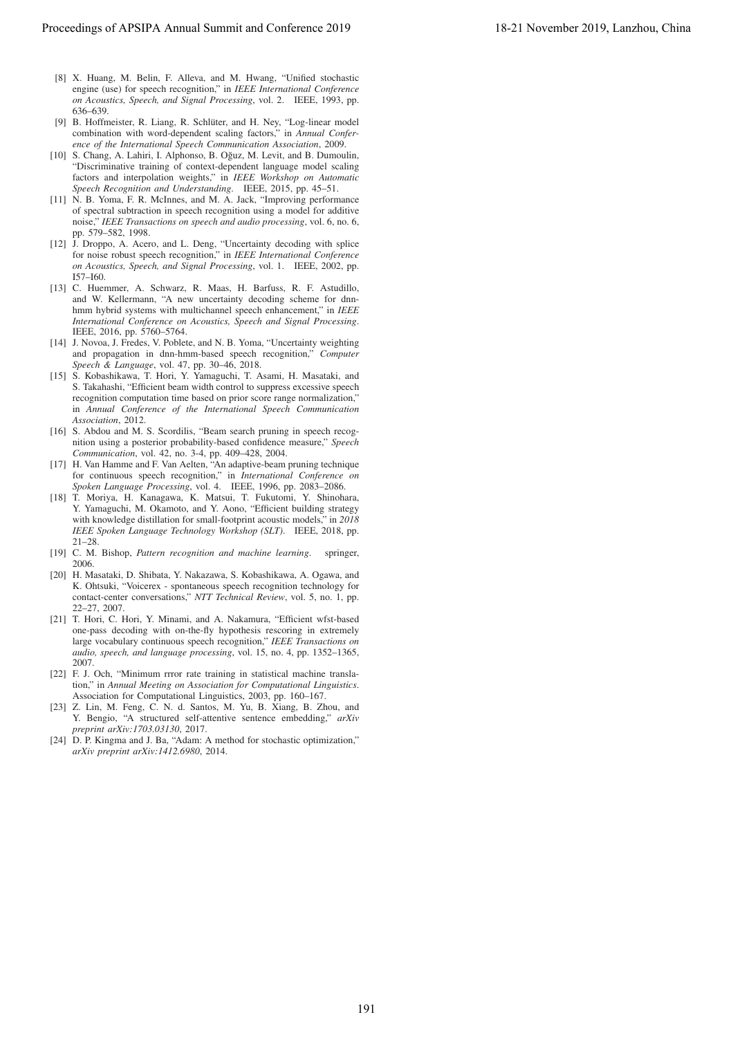[8] X. Huang, M. Belin, F. Alleva, and M. Hwang, "Unified stochastic engine (use) for speech recognition," in *IEEE International Conference on Acoustics, Speech, and Signal Processing*, vol. 2. IEEE, 1993, pp. 636–639.

[9] B. Hoffmeister, R. Liang, R. Schlüter, and H. Ney, "Log-linear model combination with word-dependent scaling factors," in *Annual Conference of the International Speech Communication Association*, 2009.

[10] S. Chang, A. Lahiri, I. Alphonso, B. Oğuz, M. Levit, and B. Dumoulin, "Discriminative training of context-dependent language model scaling factors and interpolation weights," in *IEEE Workshop on Automatic Speech Recognition and Understanding*. IEEE, 2015, pp. 45–51.

[11] N. B. Yoma, F. R. McInnes, and M. A. Jack, "Improving performance of spectral subtraction in speech recognition using a model for additive noise," *IEEE Transactions on speech and audio processing*, vol. 6, no. 6, pp. 579–582, 1998.

[12] J. Droppo, A. Acero, and L. Deng, "Uncertainty decoding with splice for noise robust speech recognition," in *IEEE International Conference on Acoustics, Speech, and Signal Processing*, vol. 1. IEEE, 2002, pp. I57–I60.

[13] C. Huemmer, A. Schwarz, R. Maas, H. Barfuss, R. F. Astudillo, and W. Kellermann, "A new uncertainty decoding scheme for dnn-hmm hybrid systems with multichannel speech enhancement," in *IEEE International Conference on Acoustics, Speech and Signal Processing*. IEEE, 2016, pp. 5760–5764.

[14] J. Novoa, J. Fredes, V. Poblete, and N. B. Yoma, "Uncertainty weighting and propagation in dnn-hmm-based speech recognition," *Computer Speech & Language*, vol. 47, pp. 30–46, 2018.

[15] S. Kobashikawa, T. Hori, Y. Yamaguchi, T. Asami, H. Masataki, and S. Takahashi, "Efficient beam width control to suppress excessive speech recognition computation time based on prior score range normalization," in *Annual Conference of the International Speech Communication Association*, 2012.

[16] S. Abdou and M. S. Scordilis, "Beam search pruning in speech recognition using a posterior probability-based confidence measure," *Speech Communication*, vol. 42, no. 3-4, pp. 409–428, 2004.

[17] H. Van Hamme and F. Van Aelten, "An adaptive-beam pruning technique for continuous speech recognition," in *International Conference on Spoken Language Processing*, vol. 4. IEEE, 1996, pp. 2083–2086.

[18] T. Moriya, H. Kanagawa, K. Matsui, T. Fukutomi, Y. Shinohara, Y. Yamaguchi, M. Okamoto, and Y. Aono, "Efficient building strategy with knowledge distillation for small-footprint acoustic models," in *2018 IEEE Spoken Language Technology Workshop (SLT)*. IEEE, 2018, pp. 21–28.

[19] C. M. Bishop, *Pattern recognition and machine learning*. springer, 2006.

[20] H. Masataki, D. Shibata, Y. Nakazawa, S. Kobashikawa, A. Ogawa, and K. Ohtsuki, "Voicerex - spontaneous speech recognition technology for contact-center conversations," *NTT Technical Review*, vol. 5, no. 1, pp. 22–27, 2007.

[21] T. Hori, C. Hori, Y. Minami, and A. Nakamura, "Efficient wfst-based one-pass decoding with on-the-fly hypothesis rescoring in extremely large vocabulary continuous speech recognition," *IEEE Transactions on audio, speech, and language processing*, vol. 15, no. 4, pp. 1352–1365, 2007.

[22] F. J. Och, "Minimum rrror rate training in statistical machine translation," in *Annual Meeting on Association for Computational Linguistics*. Association for Computational Linguistics, 2003, pp. 160–167.

[23] Z. Lin, M. Feng, C. N. d. Santos, M. Yu, B. Xiang, B. Zhou, and Y. Bengio, "A structured self-attentive sentence embedding," *arXiv preprint arXiv:1703.03130*, 2017.

[24] D. P. Kingma and J. Ba, "Adam: A method for stochastic optimization," *arXiv preprint arXiv:1412.6980*, 2014.